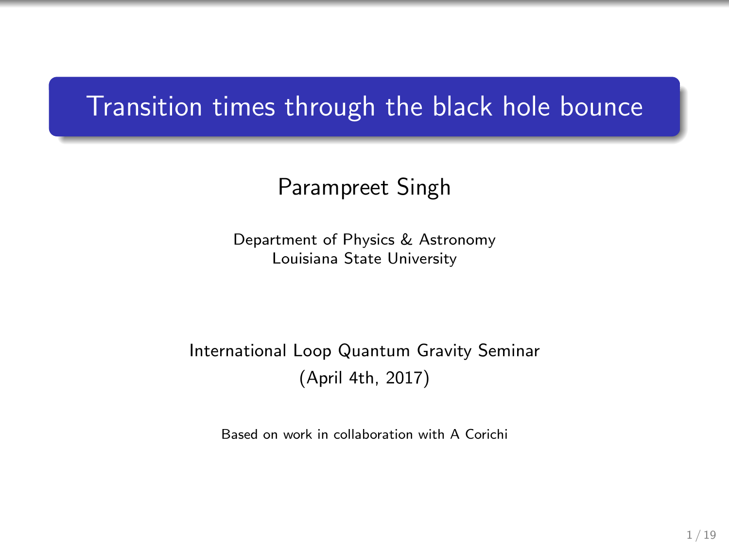# Transition times through the black hole bounce

Parampreet Singh

Department of Physics & Astronomy
Louisiana State University

International Loop Quantum Gravity Seminar
(April 4th, 2017)

Based on work in collaboration with A Corichi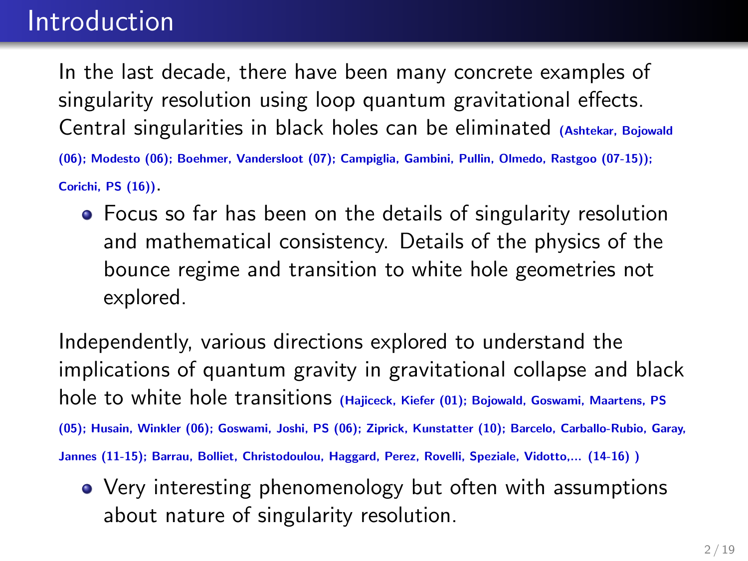# Introduction

In the last decade, there have been many concrete examples of singularity resolution using loop quantum gravitational effects. Central singularities in black holes can be eliminated **(Ashtekar, Bojowald (06); Modesto (06); Boehmer, Vandersloot (07); Campiglia, Gambini, Pullin, Olmedo, Rastgoo (07-15)); Corichi, PS (16))**.

- Focus so far has been on the details of singularity resolution and mathematical consistency. Details of the physics of the bounce regime and transition to white hole geometries not explored.

Independently, various directions explored to understand the implications of quantum gravity in gravitational collapse and black hole to white hole transitions **(Hajiceck, Kiefer (01); Bojowald, Goswami, Maartens, PS (05); Husain, Winkler (06); Goswami, Joshi, PS (06); Ziprick, Kunstatter (10); Barcelo, Carballo-Rubio, Garay, Jannes (11-15); Barrau, Bolliet, Christodoulou, Haggard, Perez, Rovelli, Speziale, Vidotto,... (14-16) )**

- Very interesting phenomenology but often with assumptions about nature of singularity resolution.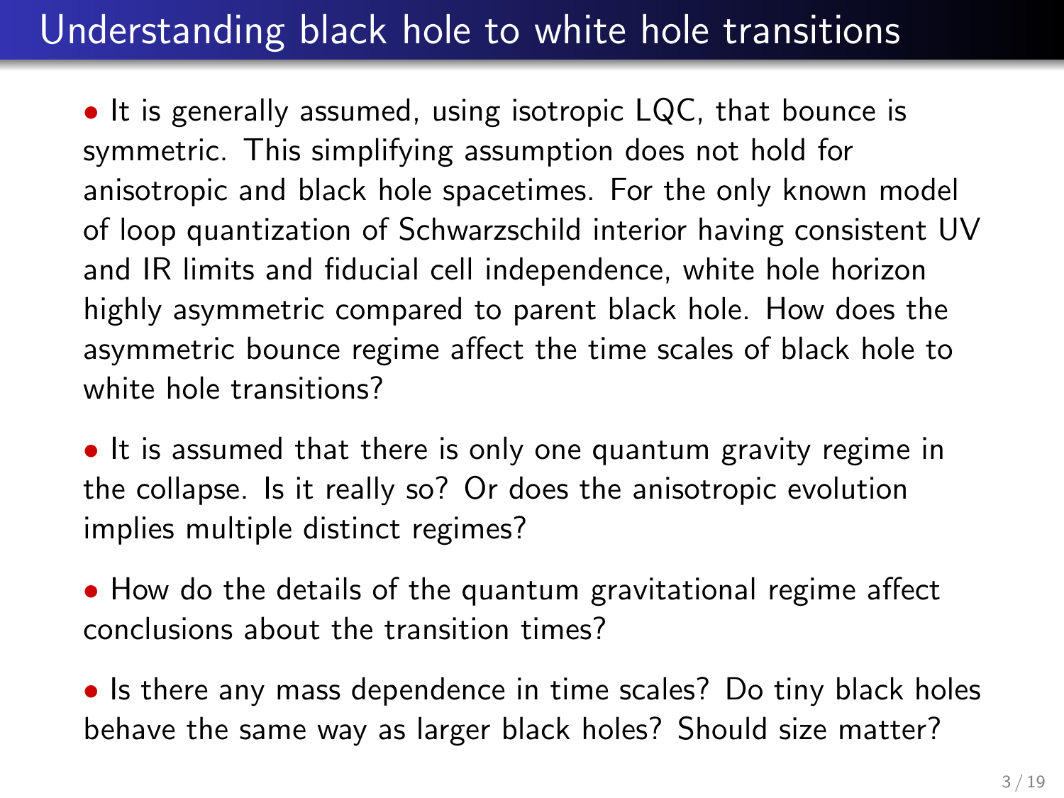# Understanding black hole to white hole transitions

- It is generally assumed, using isotropic LQC, that bounce is symmetric. This simplifying assumption does not hold for anisotropic and black hole spacetimes. For the only known model of loop quantization of Schwarzschild interior having consistent UV and IR limits and fiducial cell independence, white hole horizon highly asymmetric compared to parent black hole. How does the asymmetric bounce regime affect the time scales of black hole to white hole transitions?

- It is assumed that there is only one quantum gravity regime in the collapse. Is it really so? Or does the anisotropic evolution implies multiple distinct regimes?

- How do the details of the quantum gravitational regime affect conclusions about the transition times?

- Is there any mass dependence in time scales? Do tiny black holes behave the same way as larger black holes? Should size matter?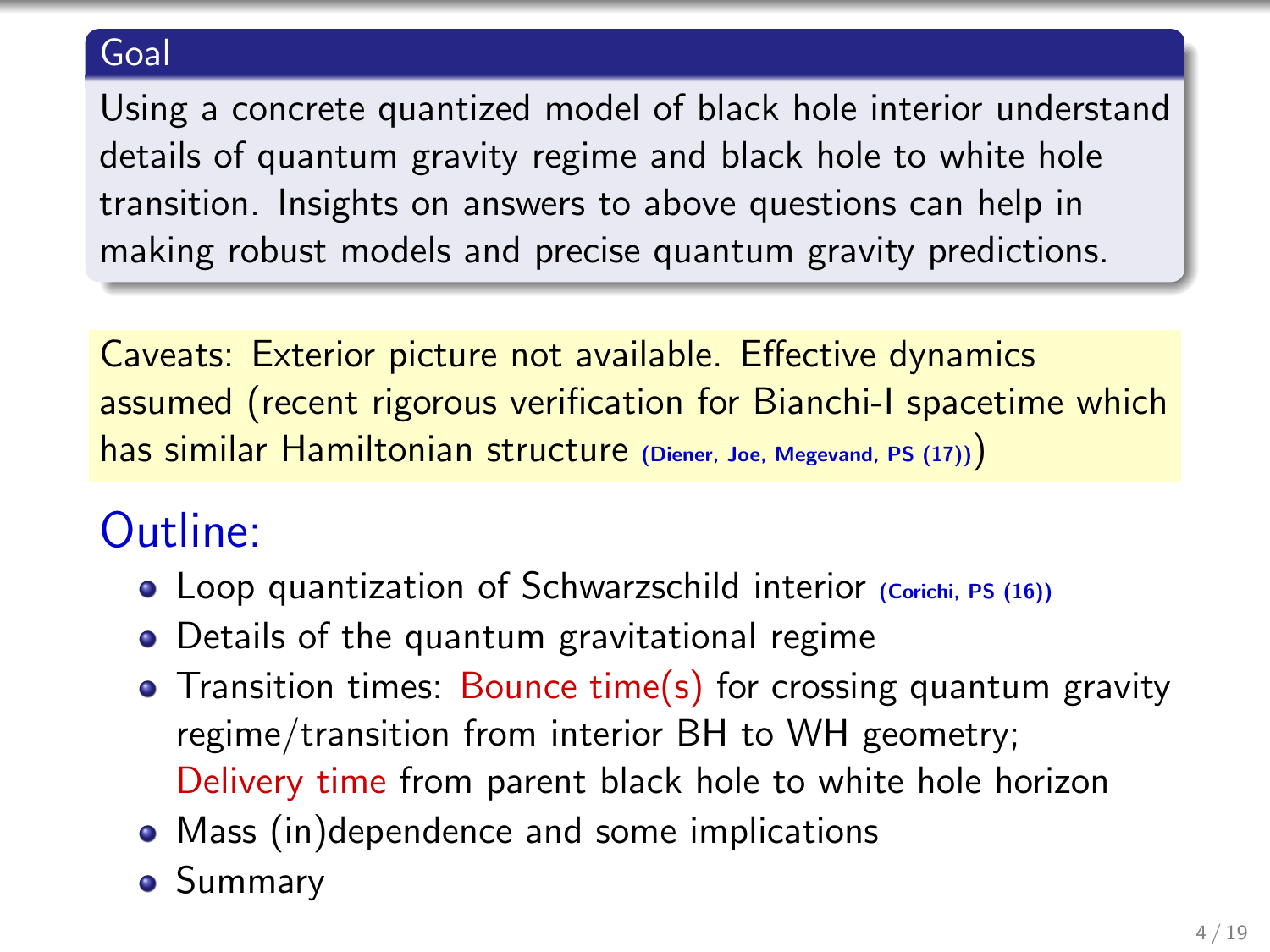**Goal**

Using a concrete quantized model of black hole interior understand details of quantum gravity regime and black hole to white hole transition. Insights on answers to above questions can help in making robust models and precise quantum gravity predictions.

Caveats: Exterior picture not available. Effective dynamics assumed (recent rigorous verification for Bianchi-I spacetime which has similar Hamiltonian structure (Diener, Joe, Megevand, PS (17)))

## Outline:

- Loop quantization of Schwarzschild interior (Corichi, PS (16))
- Details of the quantum gravitational regime
- Transition times: Bounce time(s) for crossing quantum gravity regime/transition from interior BH to WH geometry; Delivery time from parent black hole to white hole horizon
- Mass (in)dependence and some implications
- Summary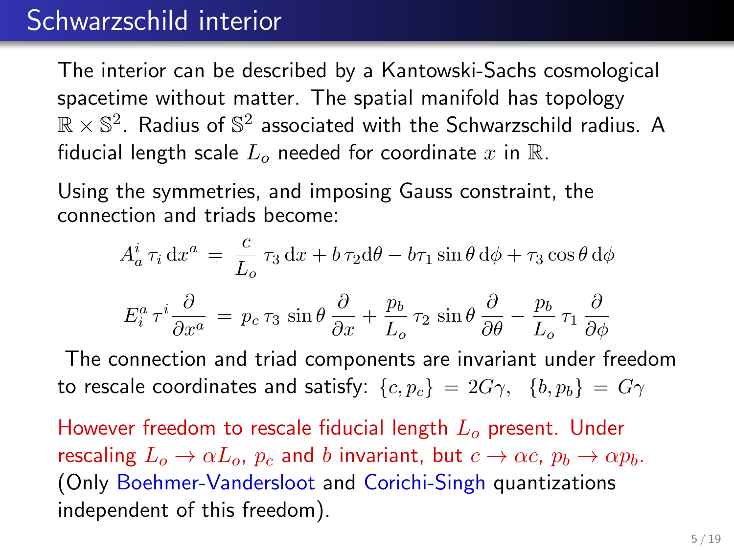# Schwarzschild interior

The interior can be described by a Kantowski-Sachs cosmological spacetime without matter. The spatial manifold has topology $\mathbb{R} \times \mathbb{S}^2$. Radius of $\mathbb{S}^2$ associated with the Schwarzschild radius. A fiducial length scale $L_o$ needed for coordinate $x$ in $\mathbb{R}$.

Using the symmetries, and imposing Gauss constraint, the connection and triads become:

$$A_a^i \, \tau_i \, \mathrm{d}x^a \;=\; \frac{c}{L_o} \, \tau_3 \, \mathrm{d}x + b \, \tau_2 \mathrm{d}\theta - b \tau_1 \sin\theta \, \mathrm{d}\phi + \tau_3 \cos\theta \, \mathrm{d}\phi$$

$$E_i^a \, \tau^i \frac{\partial}{\partial x^a} \;=\; p_c \, \tau_3 \, \sin\theta \, \frac{\partial}{\partial x} + \frac{p_b}{L_o} \, \tau_2 \, \sin\theta \, \frac{\partial}{\partial \theta} - \frac{p_b}{L_o} \, \tau_1 \, \frac{\partial}{\partial \phi}$$

The connection and triad components are invariant under freedom to rescale coordinates and satisfy: $\{c, p_c\} = 2G\gamma, \;\; \{b, p_b\} = G\gamma$

However freedom to rescale fiducial length $L_o$ present. Under rescaling $L_o \to \alpha L_o$, $p_c$ and $b$ invariant, but $c \to \alpha c$, $p_b \to \alpha p_b$. (Only Boehmer-Vandersloot and Corichi-Singh quantizations independent of this freedom).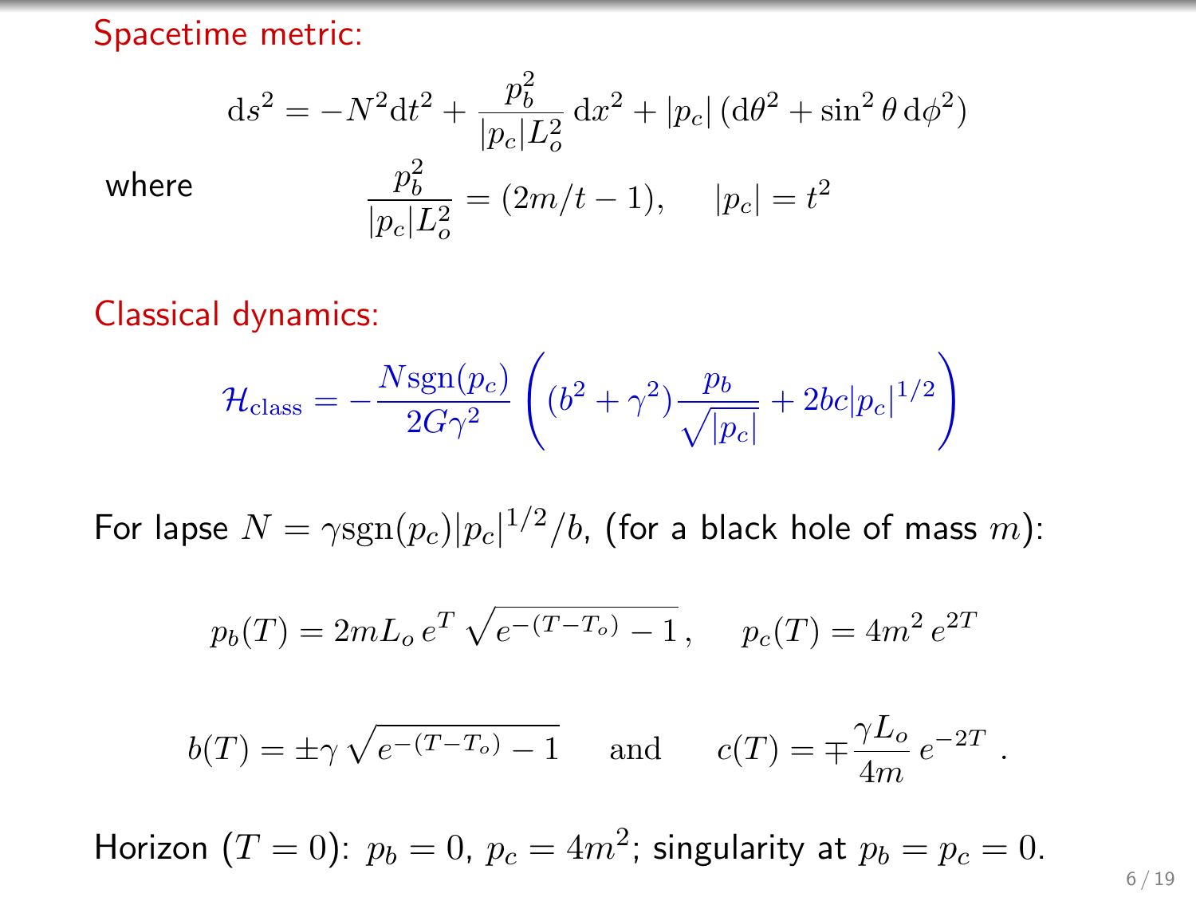## Spacetime metric:

$$\mathrm{d}s^2 = -N^2 \mathrm{d}t^2 + \frac{p_b^2}{|p_c| L_o^2}\, \mathrm{d}x^2 + |p_c|\, (\mathrm{d}\theta^2 + \sin^2\theta\, \mathrm{d}\phi^2)$$

where

$$\frac{p_b^2}{|p_c| L_o^2} = (2m/t - 1), \qquad |p_c| = t^2$$

## Classical dynamics:

$$\mathcal{H}_{\mathrm{class}} = -\frac{N \mathrm{sgn}(p_c)}{2G\gamma^2} \left( (b^2 + \gamma^2) \frac{p_b}{\sqrt{|p_c|}} + 2bc|p_c|^{1/2} \right)$$

For lapse $N = \gamma \mathrm{sgn}(p_c)|p_c|^{1/2}/b$, (for a black hole of mass $m$):

$$p_b(T) = 2mL_o\, e^T \sqrt{e^{-(T-T_o)} - 1}\,, \qquad p_c(T) = 4m^2\, e^{2T}$$

$$b(T) = \pm\gamma \sqrt{e^{-(T-T_o)} - 1} \qquad \text{and} \qquad c(T) = \mp \frac{\gamma L_o}{4m}\, e^{-2T}\ .$$

Horizon ($T = 0$): $p_b = 0$, $p_c = 4m^2$; singularity at $p_b = p_c = 0$.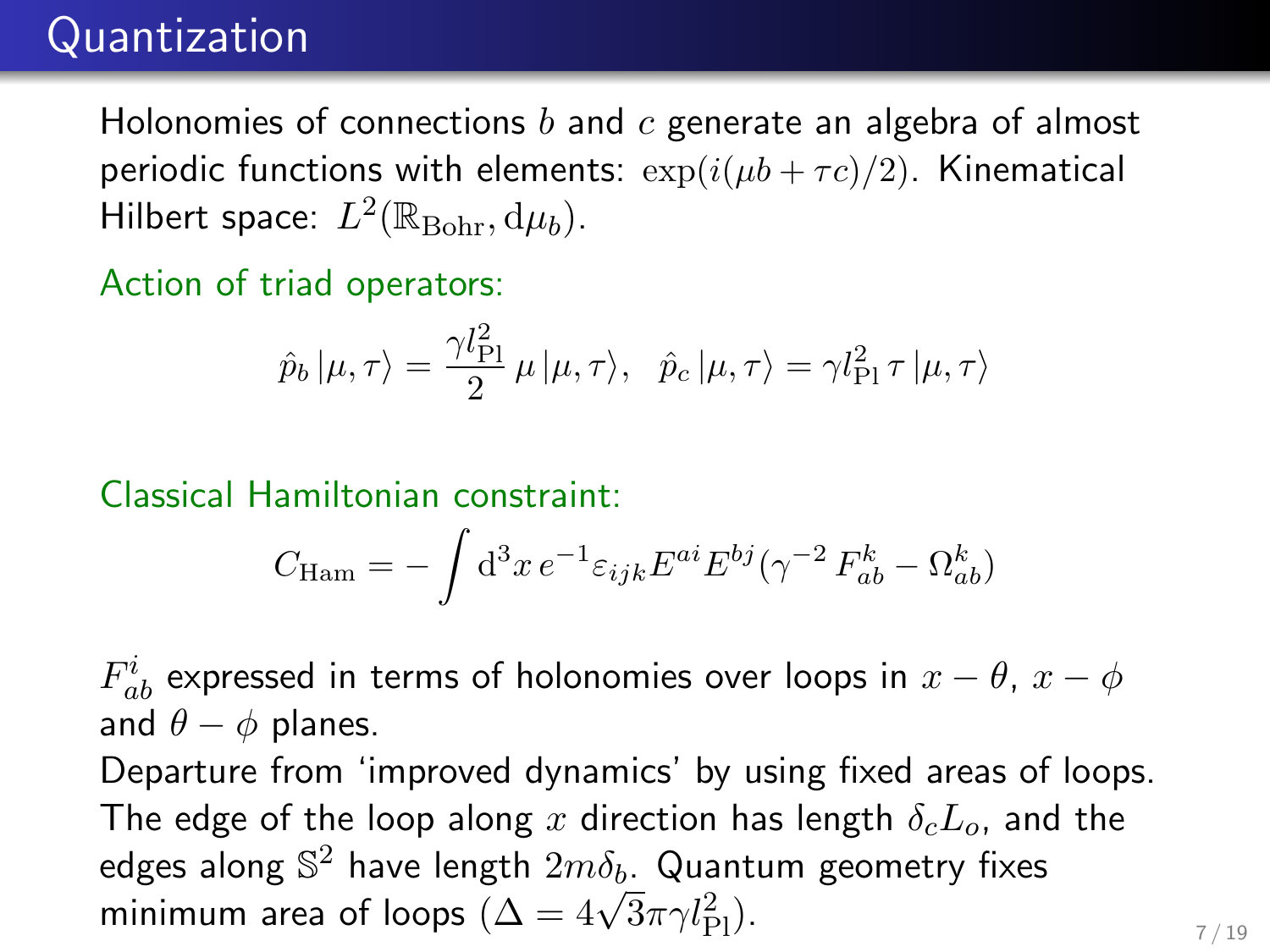# Quantization

Holonomies of connections $b$ and $c$ generate an algebra of almost periodic functions with elements: $\exp(i(\mu b + \tau c)/2)$. Kinematical Hilbert space: $L^2(\mathbb{R}_{\rm Bohr}, {\rm d}\mu_b)$.

Action of triad operators:

$$\hat{p}_b\,|\mu,\tau\rangle = \frac{\gamma l_{\rm Pl}^2}{2}\,\mu\,|\mu,\tau\rangle, \quad \hat{p}_c\,|\mu,\tau\rangle = \gamma l_{\rm Pl}^2\,\tau\,|\mu,\tau\rangle$$

Classical Hamiltonian constraint:

$$C_{\rm Ham} = -\int {\rm d}^3x\, e^{-1}\varepsilon_{ijk}E^{ai}E^{bj}(\gamma^{-2}\,F_{ab}^k - \Omega_{ab}^k)$$

$F_{ab}^i$ expressed in terms of holonomies over loops in $x-\theta$, $x-\phi$ and $\theta-\phi$ planes.

Departure from 'improved dynamics' by using fixed areas of loops. The edge of the loop along $x$ direction has length $\delta_c L_o$, and the edges along $\mathbb{S}^2$ have length $2m\delta_b$. Quantum geometry fixes minimum area of loops ($\Delta = 4\sqrt{3}\pi\gamma l_{\rm Pl}^2$).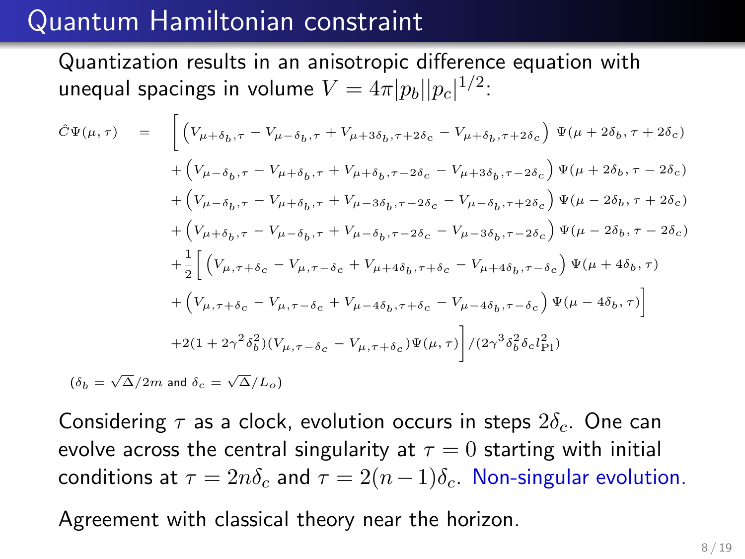# Quantum Hamiltonian constraint

Quantization results in an anisotropic difference equation with unequal spacings in volume $V = 4\pi|p_b||p_c|^{1/2}$:

$$
\begin{aligned}
\hat{C}\Psi(\mu,\tau) \quad = \quad & \Big[ \left( V_{\mu+\delta_b,\tau} - V_{\mu-\delta_b,\tau} + V_{\mu+3\delta_b,\tau+2\delta_c} - V_{\mu+\delta_b,\tau+2\delta_c} \right) \Psi(\mu+2\delta_b, \tau+2\delta_c) \\
& + \left( V_{\mu-\delta_b,\tau} - V_{\mu+\delta_b,\tau} + V_{\mu+\delta_b,\tau-2\delta_c} - V_{\mu+3\delta_b,\tau-2\delta_c} \right) \Psi(\mu+2\delta_b, \tau-2\delta_c) \\
& + \left( V_{\mu-\delta_b,\tau} - V_{\mu+\delta_b,\tau} + V_{\mu-3\delta_b,\tau-2\delta_c} - V_{\mu-\delta_b,\tau+2\delta_c} \right) \Psi(\mu-2\delta_b, \tau+2\delta_c) \\
& + \left( V_{\mu+\delta_b,\tau} - V_{\mu-\delta_b,\tau} + V_{\mu-\delta_b,\tau-2\delta_c} - V_{\mu-3\delta_b,\tau-2\delta_c} \right) \Psi(\mu-2\delta_b, \tau-2\delta_c) \\
& + \frac{1}{2}\Big[ \left( V_{\mu,\tau+\delta_c} - V_{\mu,\tau-\delta_c} + V_{\mu+4\delta_b,\tau+\delta_c} - V_{\mu+4\delta_b,\tau-\delta_c} \right) \Psi(\mu+4\delta_b, \tau) \\
& + \left( V_{\mu,\tau+\delta_c} - V_{\mu,\tau-\delta_c} + V_{\mu-4\delta_b,\tau+\delta_c} - V_{\mu-4\delta_b,\tau-\delta_c} \right) \Psi(\mu-4\delta_b, \tau) \Big] \\
& + 2(1+2\gamma^2\delta_b^2)(V_{\mu,\tau-\delta_c} - V_{\mu,\tau+\delta_c})\Psi(\mu,\tau) \Big] / (2\gamma^3\delta_b^2\delta_c l_{\rm Pl}^2)
\end{aligned}
$$

($\delta_b = \sqrt{\Delta}/2m$ and $\delta_c = \sqrt{\Delta}/L_o$)

Considering $\tau$ as a clock, evolution occurs in steps $2\delta_c$. One can evolve across the central singularity at $\tau = 0$ starting with initial conditions at $\tau = 2n\delta_c$ and $\tau = 2(n-1)\delta_c$. Non-singular evolution.

Agreement with classical theory near the horizon.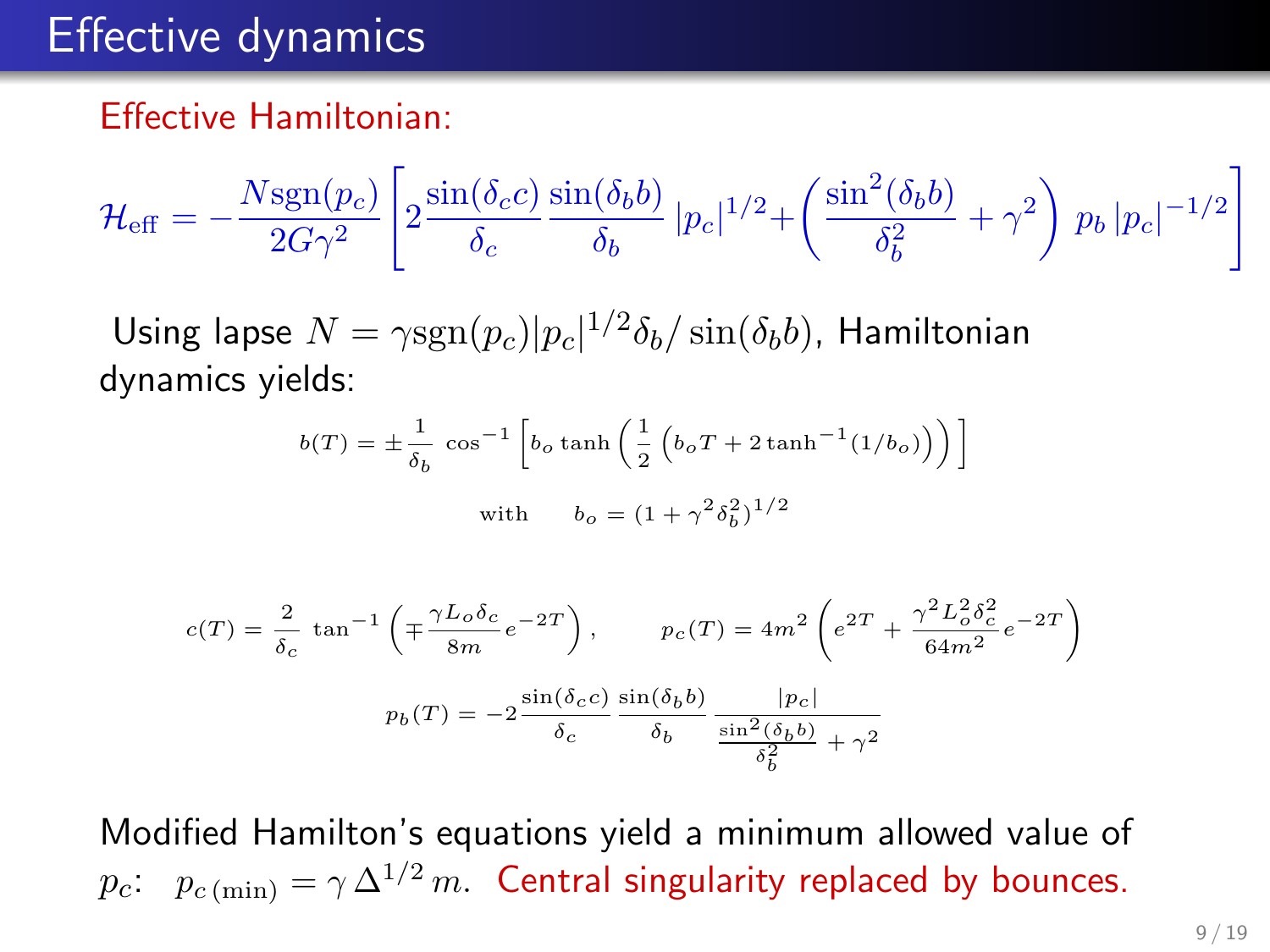# Effective dynamics

Effective Hamiltonian:

$$\mathcal{H}_{\rm eff} = -\frac{N \mathrm{sgn}(p_c)}{2G\gamma^2}\left[2\frac{\sin(\delta_c c)}{\delta_c}\frac{\sin(\delta_b b)}{\delta_b}\,|p_c|^{1/2} + \left(\frac{\sin^2(\delta_b b)}{\delta_b^2} + \gamma^2\right)\,p_b\,|p_c|^{-1/2}\right]$$

Using lapse $N = \gamma \mathrm{sgn}(p_c)|p_c|^{1/2}\delta_b/\sin(\delta_b b)$, Hamiltonian dynamics yields:

$$b(T) = \pm\frac{1}{\delta_b}\,\cos^{-1}\left[b_o\tanh\left(\frac{1}{2}\left(b_o T + 2\tanh^{-1}(1/b_o)\right)\right)\right]$$

$$\text{with} \qquad b_o = (1+\gamma^2\delta_b^2)^{1/2}$$

$$c(T) = \frac{2}{\delta_c}\,\tan^{-1}\left(\mp\frac{\gamma L_o \delta_c}{8m}e^{-2T}\right), \qquad p_c(T) = 4m^2\left(e^{2T} + \frac{\gamma^2 L_o^2\delta_c^2}{64m^2}e^{-2T}\right)$$

$$p_b(T) = -2\frac{\sin(\delta_c c)}{\delta_c}\,\frac{\sin(\delta_b b)}{\delta_b}\,\frac{|p_c|}{\frac{\sin^2(\delta_b b)}{\delta_b^2} + \gamma^2}$$

Modified Hamilton's equations yield a minimum allowed value of $p_c$: $p_{c\,(\min)} = \gamma\,\Delta^{1/2}\,m$. Central singularity replaced by bounces.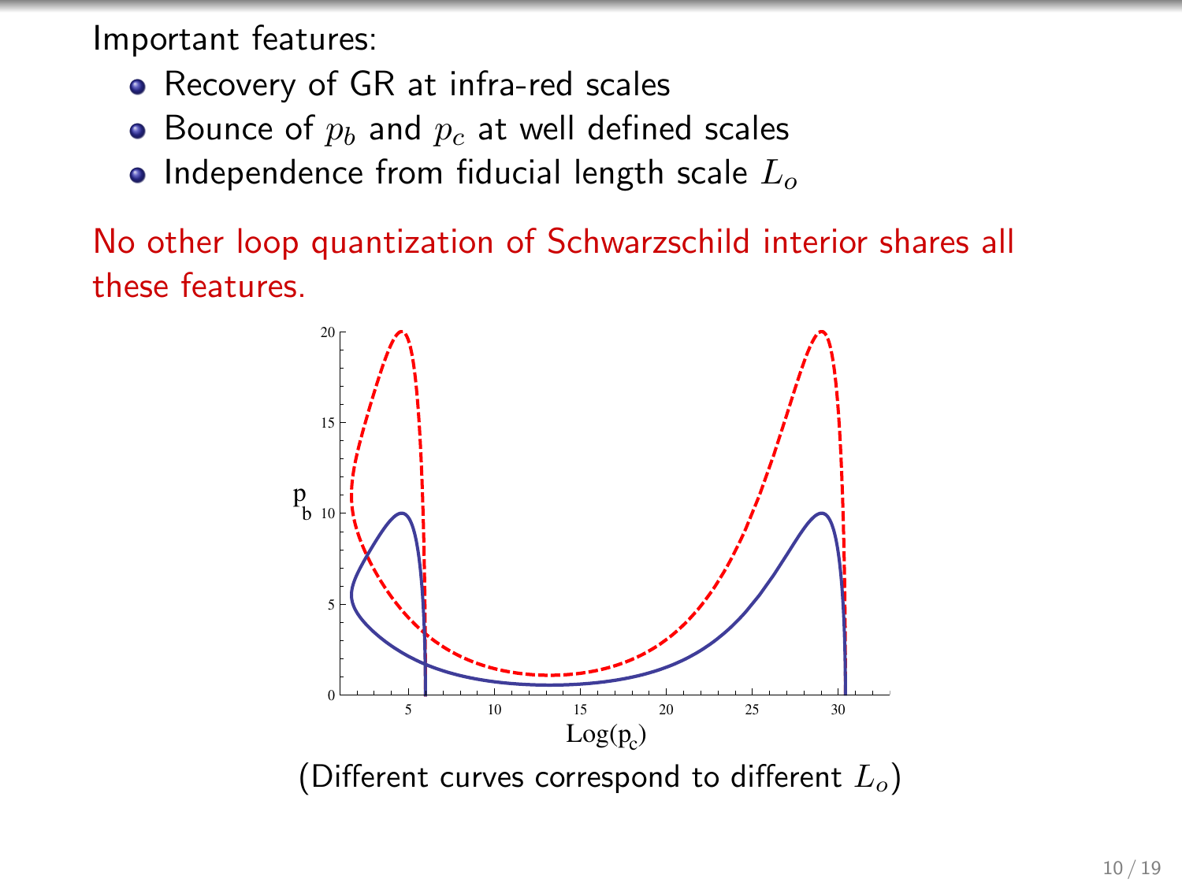Important features:

- Recovery of GR at infra-red scales
- Bounce of $p_b$ and $p_c$ at well defined scales
- Independence from fiducial length scale $L_o$

No other loop quantization of Schwarzschild interior shares all these features.

(Different curves correspond to different $L_o$)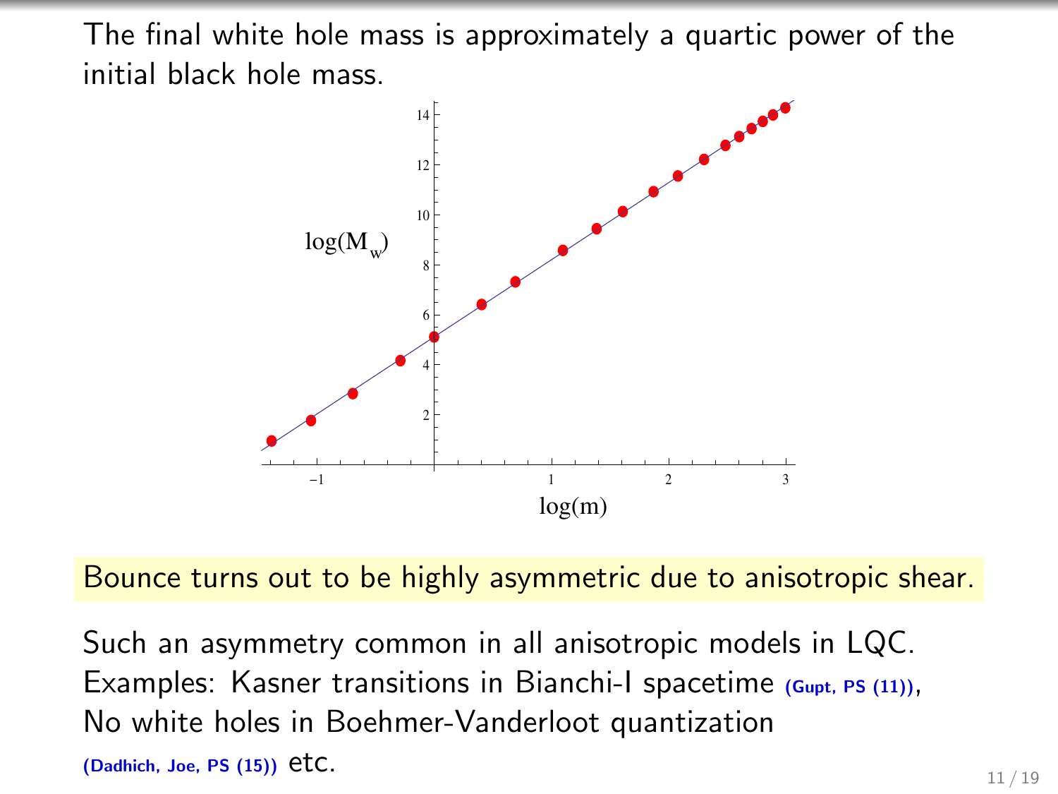The final white hole mass is approximately a quartic power of the initial black hole mass.

Bounce turns out to be highly asymmetric due to anisotropic shear.

Such an asymmetry common in all anisotropic models in LQC.
Examples: Kasner transitions in Bianchi-I spacetime (Gupt, PS (11)),
No white holes in Boehmer-Vanderloot quantization (Dadhich, Joe, PS (15)) etc.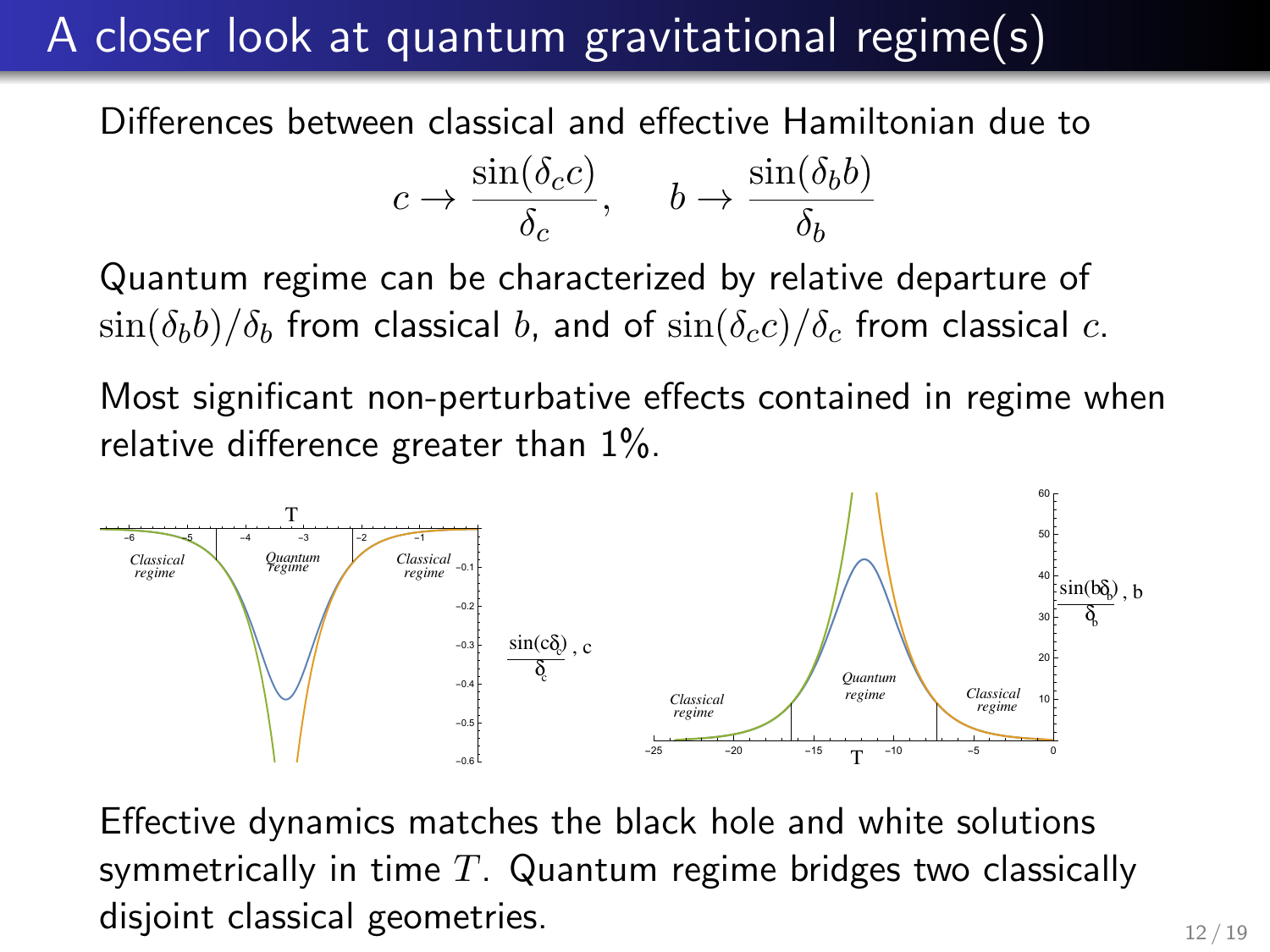# A closer look at quantum gravitational regime(s)

Differences between classical and effective Hamiltonian due to

$$c \to \frac{\sin(\delta_c c)}{\delta_c}, \qquad b \to \frac{\sin(\delta_b b)}{\delta_b}$$

Quantum regime can be characterized by relative departure of $\sin(\delta_b b)/\delta_b$ from classical $b$, and of $\sin(\delta_c c)/\delta_c$ from classical $c$.

Most significant non-perturbative effects contained in regime when relative difference greater than 1%.

Effective dynamics matches the black hole and white solutions symmetrically in time $T$. Quantum regime bridges two classically disjoint classical geometries.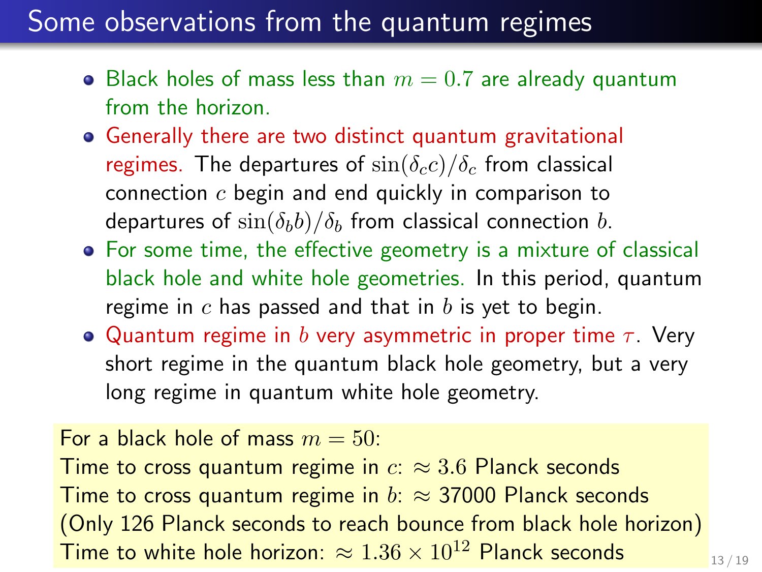# Some observations from the quantum regimes

- Black holes of mass less than $m = 0.7$ are already quantum from the horizon.
- Generally there are two distinct quantum gravitational regimes. The departures of $\sin(\delta_c c)/\delta_c$ from classical connection $c$ begin and end quickly in comparison to departures of $\sin(\delta_b b)/\delta_b$ from classical connection $b$.
- For some time, the effective geometry is a mixture of classical black hole and white hole geometries. In this period, quantum regime in $c$ has passed and that in $b$ is yet to begin.
- Quantum regime in $b$ very asymmetric in proper time $\tau$. Very short regime in the quantum black hole geometry, but a very long regime in quantum white hole geometry.

For a black hole of mass $m = 50$:
Time to cross quantum regime in $c$: $\approx 3.6$ Planck seconds
Time to cross quantum regime in $b$: $\approx$ 37000 Planck seconds
(Only 126 Planck seconds to reach bounce from black hole horizon)
Time to white hole horizon: $\approx 1.36 \times 10^{12}$ Planck seconds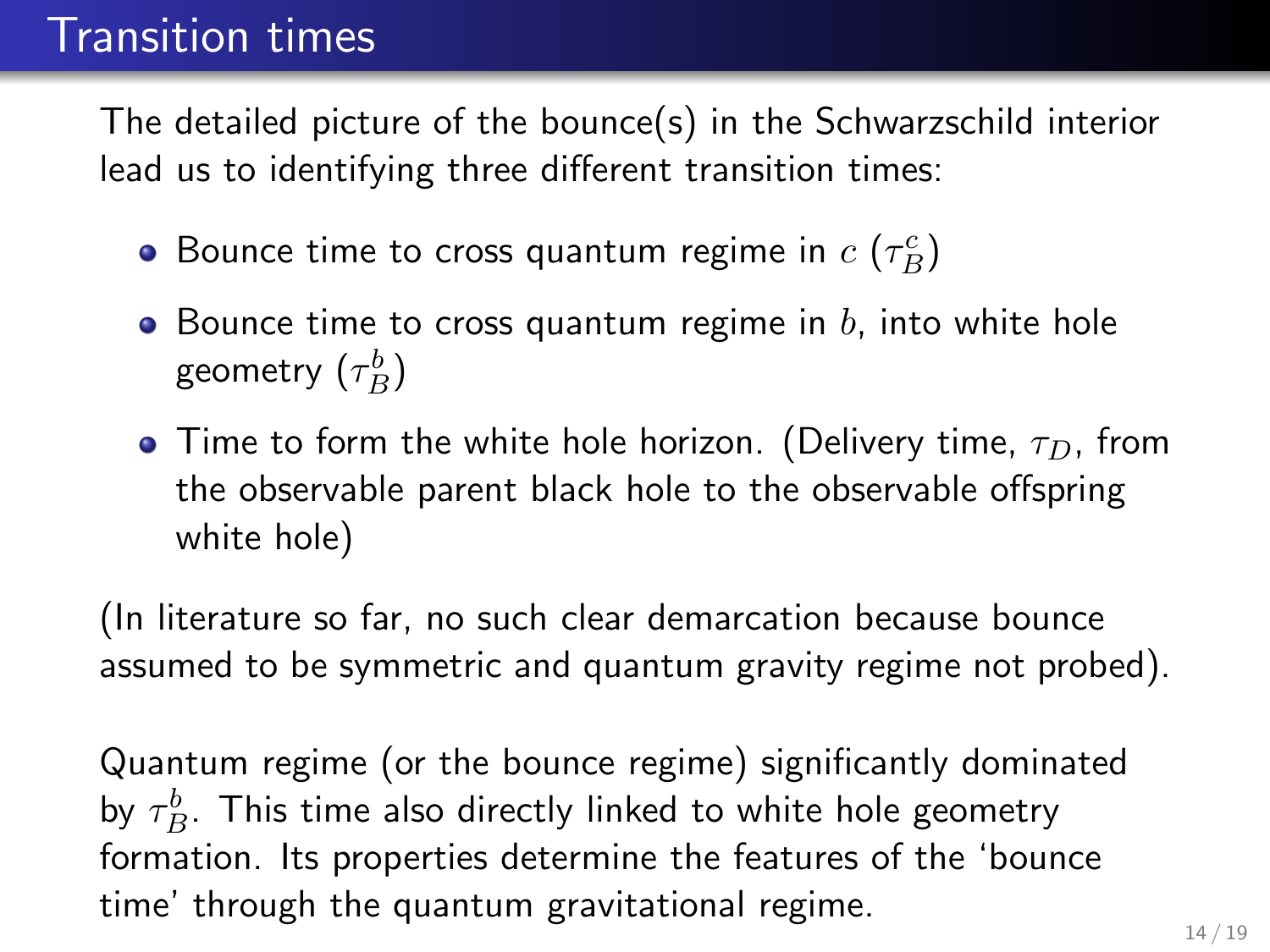# Transition times

The detailed picture of the bounce(s) in the Schwarzschild interior lead us to identifying three different transition times:

- Bounce time to cross quantum regime in $c$ ($\tau_B^c$)
- Bounce time to cross quantum regime in $b$, into white hole geometry ($\tau_B^b$)
- Time to form the white hole horizon. (Delivery time, $\tau_D$, from the observable parent black hole to the observable offspring white hole)

(In literature so far, no such clear demarcation because bounce assumed to be symmetric and quantum gravity regime not probed).

Quantum regime (or the bounce regime) significantly dominated by $\tau_B^b$. This time also directly linked to white hole geometry formation. Its properties determine the features of the 'bounce time' through the quantum gravitational regime.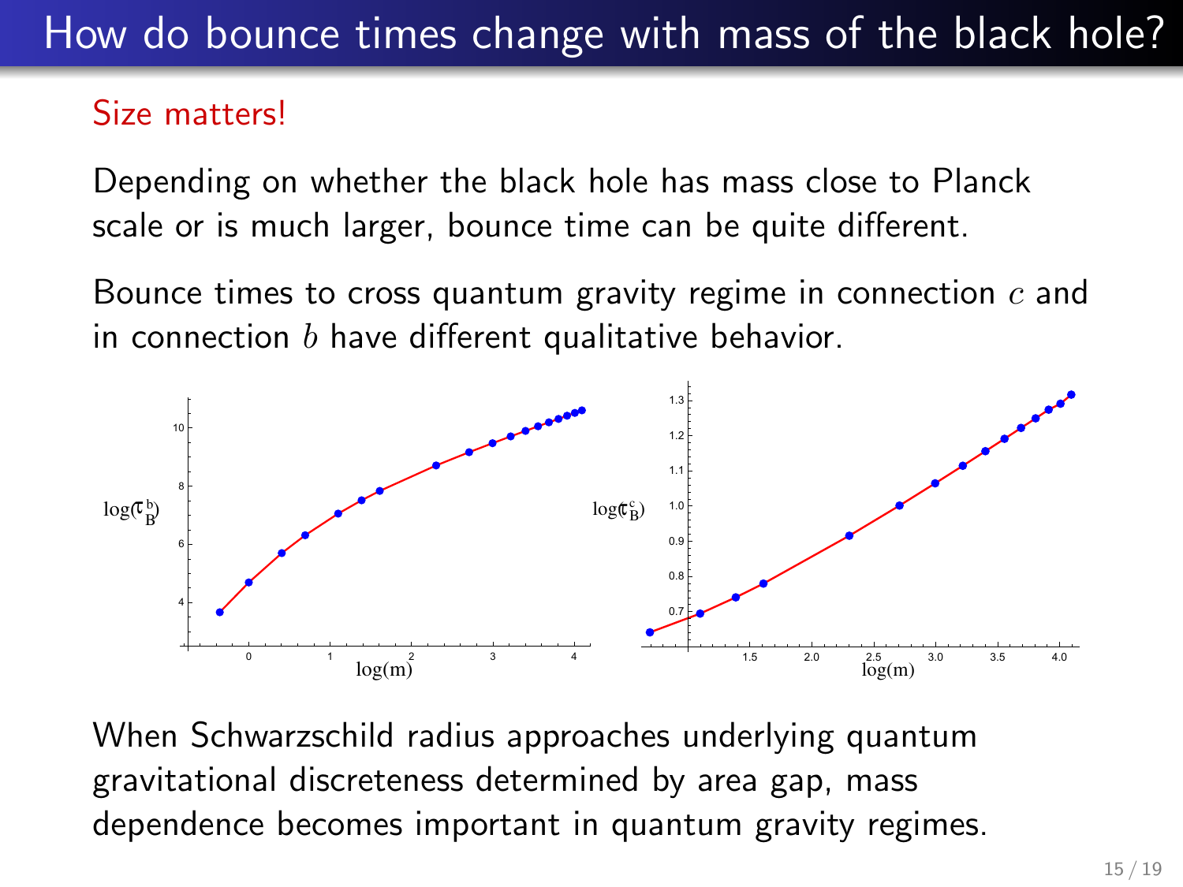# How do bounce times change with mass of the black hole?

Size matters!

Depending on whether the black hole has mass close to Planck scale or is much larger, bounce time can be quite different.

Bounce times to cross quantum gravity regime in connection $c$ and in connection $b$ have different qualitative behavior.

When Schwarzschild radius approaches underlying quantum gravitational discreteness determined by area gap, mass dependence becomes important in quantum gravity regimes.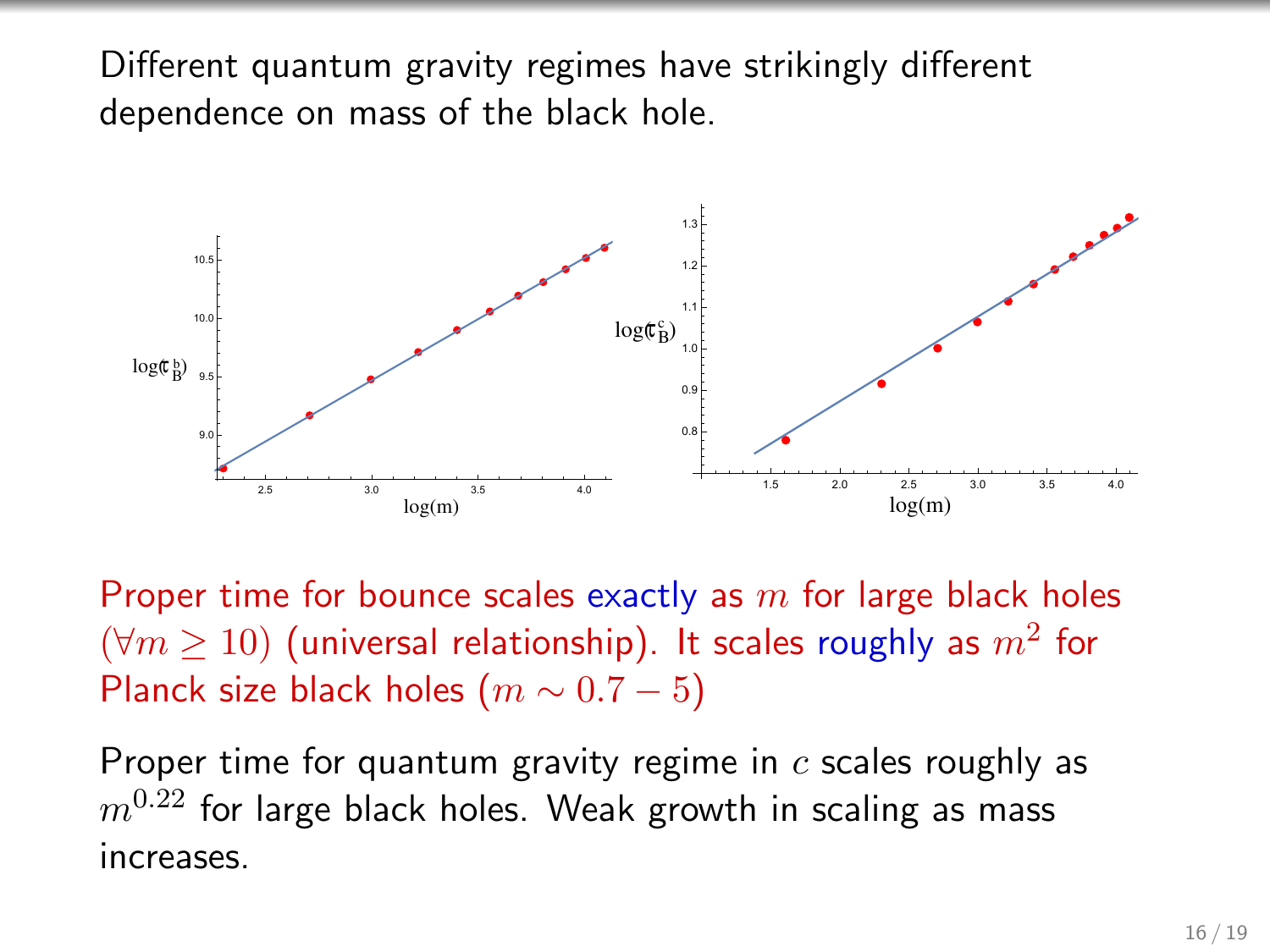Different quantum gravity regimes have strikingly different dependence on mass of the black hole.

Proper time for bounce scales exactly as $m$ for large black holes ($\forall m \geq 10$) (universal relationship). It scales roughly as $m^2$ for Planck size black holes ($m \sim 0.7 - 5$)

Proper time for quantum gravity regime in $c$ scales roughly as $m^{0.22}$ for large black holes. Weak growth in scaling as mass increases.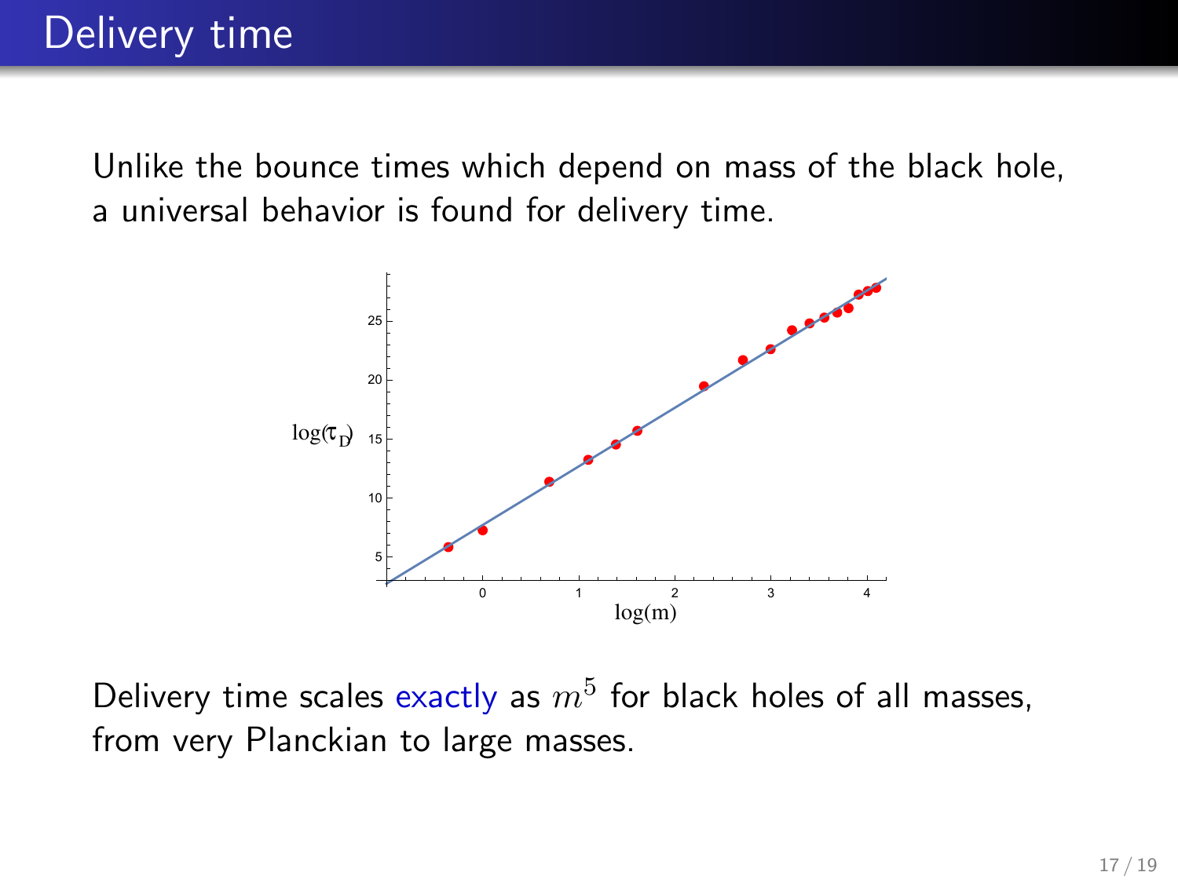# Delivery time

Unlike the bounce times which depend on mass of the black hole, a universal behavior is found for delivery time.

Delivery time scales exactly as $m^5$ for black holes of all masses, from very Planckian to large masses.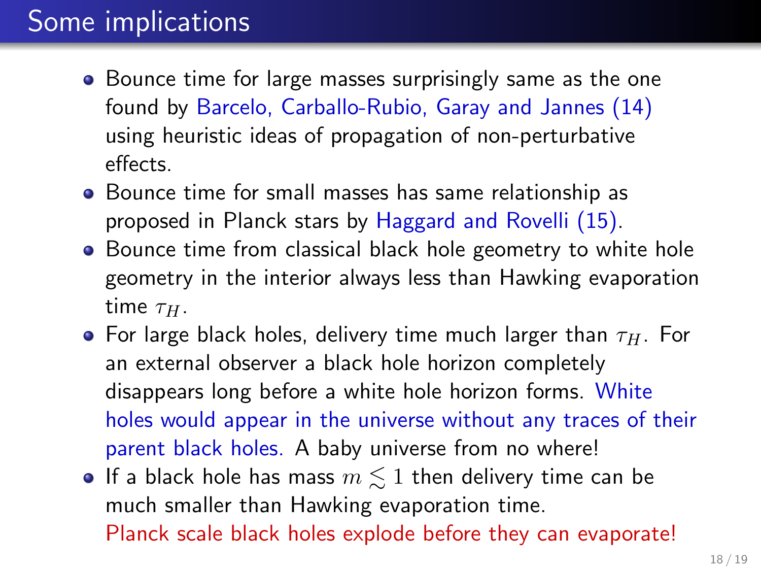# Some implications

- Bounce time for large masses surprisingly same as the one found by Barcelo, Carballo-Rubio, Garay and Jannes (14) using heuristic ideas of propagation of non-perturbative effects.
- Bounce time for small masses has same relationship as proposed in Planck stars by Haggard and Rovelli (15).
- Bounce time from classical black hole geometry to white hole geometry in the interior always less than Hawking evaporation time $\tau_H$.
- For large black holes, delivery time much larger than $\tau_H$. For an external observer a black hole horizon completely disappears long before a white hole horizon forms. White holes would appear in the universe without any traces of their parent black holes. A baby universe from no where!
- If a black hole has mass $m \lesssim 1$ then delivery time can be much smaller than Hawking evaporation time.
  Planck scale black holes explode before they can evaporate!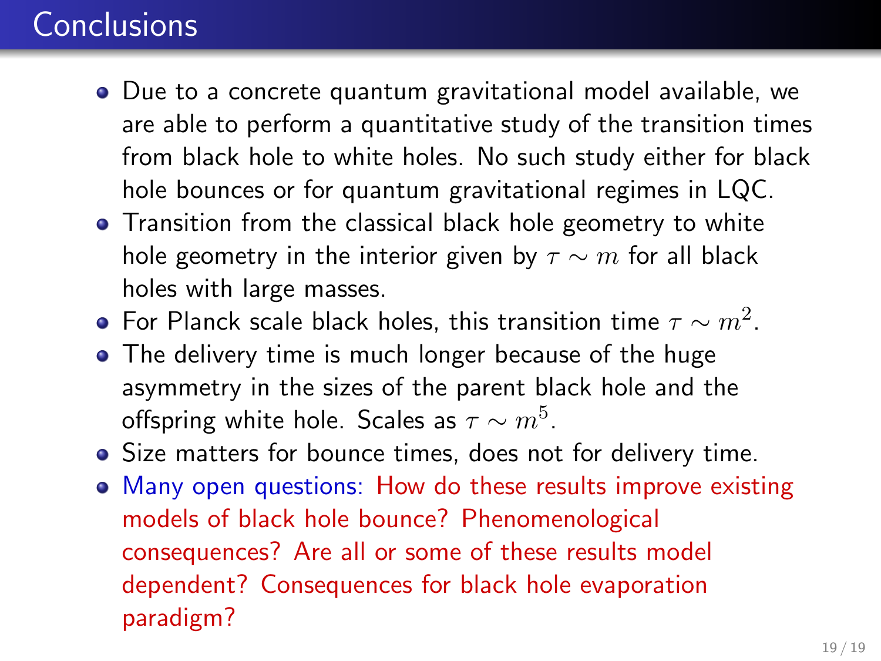# Conclusions

- Due to a concrete quantum gravitational model available, we are able to perform a quantitative study of the transition times from black hole to white holes. No such study either for black hole bounces or for quantum gravitational regimes in LQC.
- Transition from the classical black hole geometry to white hole geometry in the interior given by $\tau \sim m$ for all black holes with large masses.
- For Planck scale black holes, this transition time $\tau \sim m^2$.
- The delivery time is much longer because of the huge asymmetry in the sizes of the parent black hole and the offspring white hole. Scales as $\tau \sim m^5$.
- Size matters for bounce times, does not for delivery time.
- Many open questions: How do these results improve existing models of black hole bounce? Phenomenological consequences? Are all or some of these results model dependent? Consequences for black hole evaporation paradigm?